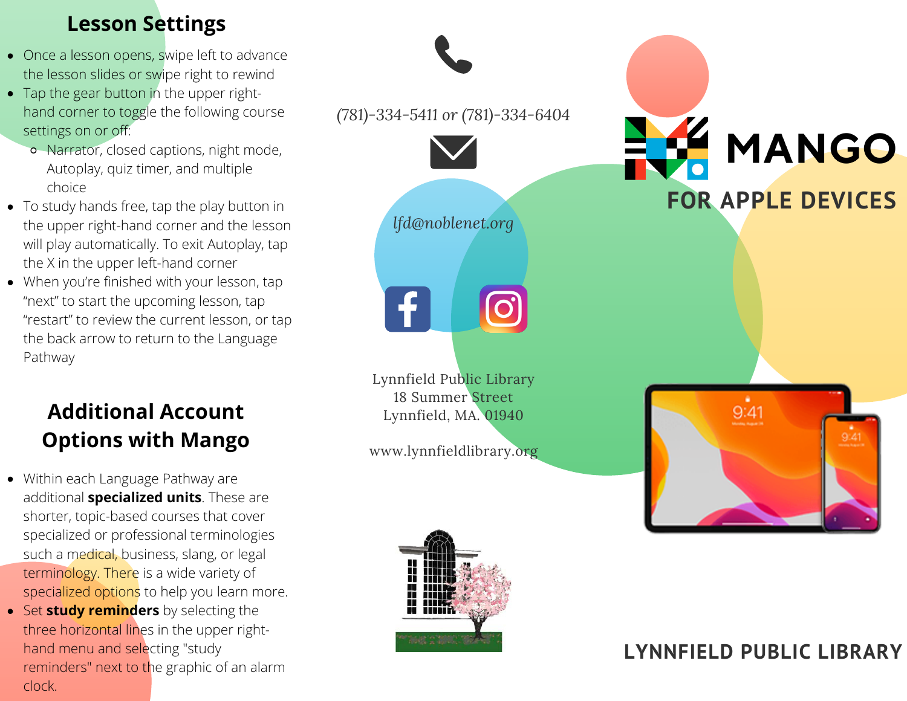## Lesson Settings

- Once a lesson opens, swipe left to advance the lesson slides or swipe right to rewind
- Tap the gear button in the upper right-hand corner to toggle the following course settings on or off:
  - Narrator, closed captions, night mode, Autoplay, quiz timer, and multiple choice
- To study hands free, tap the play button in the upper right-hand corner and the lesson will play automatically. To exit Autoplay, tap the X in the upper left-hand corner
- When you're finished with your lesson, tap "next" to start the upcoming lesson, tap "restart" to review the current lesson, or tap the back arrow to return to the Language Pathway

## Additional Account Options with Mango

- Within each Language Pathway are additional **specialized units**. These are shorter, topic-based courses that cover specialized or professional terminologies such a medical, business, slang, or legal terminology. There is a wide variety of specialized options to help you learn more.
- Set **study reminders** by selecting the three horizontal lines in the upper right-hand menu and selecting "study reminders" next to the graphic of an alarm clock.

*(781)-334-5411 or (781)-334-6404*

*lfd@noblenet.org*

Lynnfield Public Library
18 Summer Street
Lynnfield, MA. 01940

www.lynnfieldlibrary.org

# MANGO

## FOR APPLE DEVICES

**LYNNFIELD PUBLIC LIBRARY**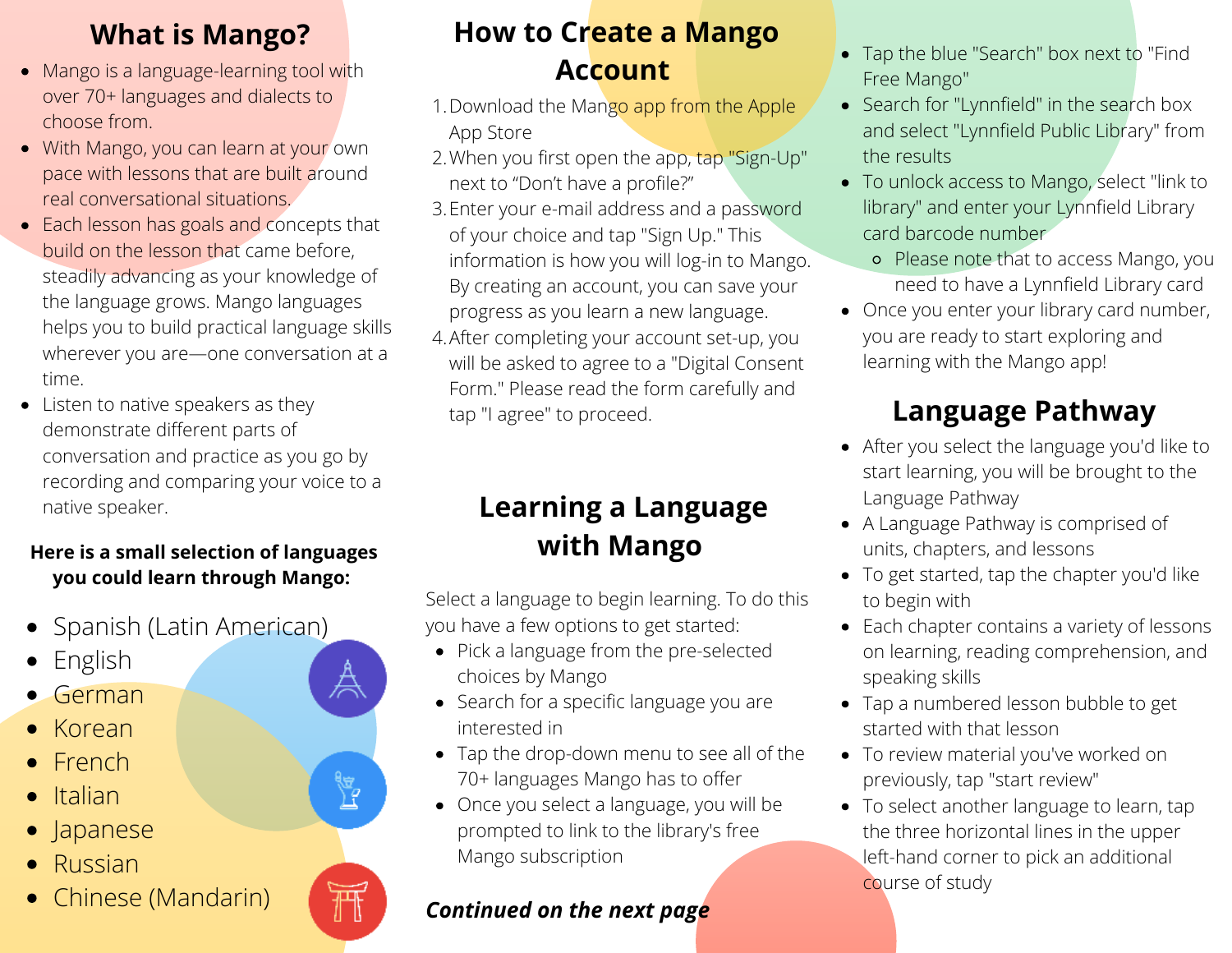## What is Mango?

- Mango is a language-learning tool with over 70+ languages and dialects to choose from.
- With Mango, you can learn at your own pace with lessons that are built around real conversational situations.
- Each lesson has goals and concepts that build on the lesson that came before, steadily advancing as your knowledge of the language grows. Mango languages helps you to build practical language skills wherever you are—one conversation at a time.
- Listen to native speakers as they demonstrate different parts of conversation and practice as you go by recording and comparing your voice to a native speaker.

**Here is a small selection of languages you could learn through Mango:**

- Spanish (Latin American)
- English
- German
- Korean
- French
- Italian
- Japanese
- Russian
- Chinese (Mandarin)

## How to Create a Mango Account

1. Download the Mango app from the Apple App Store
2. When you first open the app, tap "Sign-Up" next to "Don't have a profile?"
3. Enter your e-mail address and a password of your choice and tap "Sign Up." This information is how you will log-in to Mango. By creating an account, you can save your progress as you learn a new language.
4. After completing your account set-up, you will be asked to agree to a "Digital Consent Form." Please read the form carefully and tap "I agree" to proceed.

## Learning a Language with Mango

Select a language to begin learning. To do this you have a few options to get started:

- Pick a language from the pre-selected choices by Mango
- Search for a specific language you are interested in
- Tap the drop-down menu to see all of the 70+ languages Mango has to offer
- Once you select a language, you will be prompted to link to the library's free Mango subscription

***Continued on the next page***

- Tap the blue "Search" box next to "Find Free Mango"
- Search for "Lynnfield" in the search box and select "Lynnfield Public Library" from the results
- To unlock access to Mango, select "link to library" and enter your Lynnfield Library card barcode number
  - Please note that to access Mango, you need to have a Lynnfield Library card
- Once you enter your library card number, you are ready to start exploring and learning with the Mango app!

## Language Pathway

- After you select the language you'd like to start learning, you will be brought to the Language Pathway
- A Language Pathway is comprised of units, chapters, and lessons
- To get started, tap the chapter you'd like to begin with
- Each chapter contains a variety of lessons on learning, reading comprehension, and speaking skills
- Tap a numbered lesson bubble to get started with that lesson
- To review material you've worked on previously, tap "start review"
- To select another language to learn, tap the three horizontal lines in the upper left-hand corner to pick an additional course of study